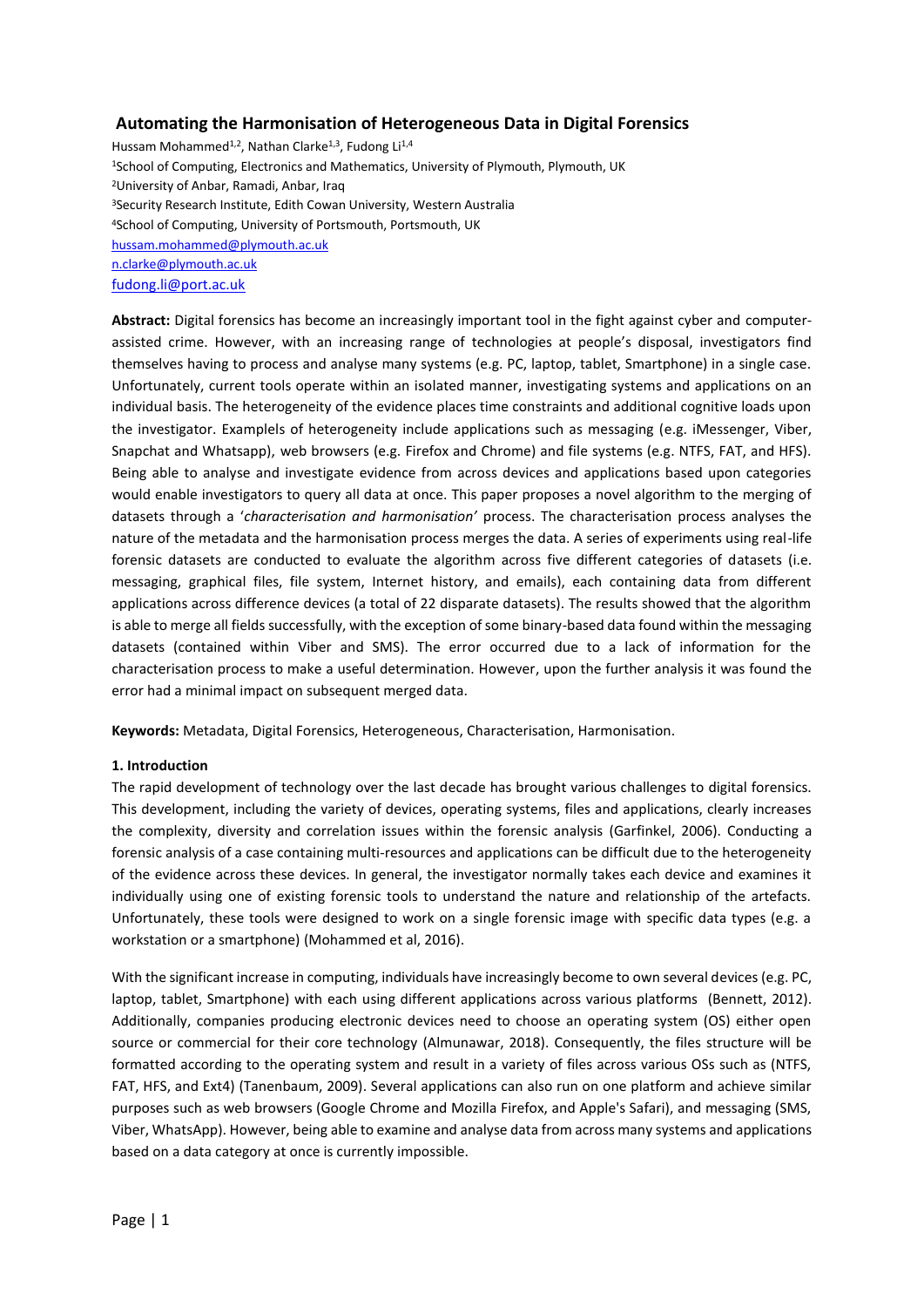# Automating the Harmonisation of Heterogeneous Data in Digital Forensics

Hussam Mohammed[1,2], Nathan Clarke[1,3], Fudong Li[1,4]

[1]School of Computing, Electronics and Mathematics, University of Plymouth, Plymouth, UK

[2]University of Anbar, Ramadi, Anbar, Iraq

[3]Security Research Institute, Edith Cowan University, Western Australia

[4]School of Computing, University of Portsmouth, Portsmouth, UK

hussam.mohammed@plymouth.ac.uk

n.clarke@plymouth.ac.uk

fudong.li@port.ac.uk

**Abstract:** Digital forensics has become an increasingly important tool in the fight against cyber and computer-assisted crime. However, with an increasing range of technologies at people's disposal, investigators find themselves having to process and analyse many systems (e.g. PC, laptop, tablet, Smartphone) in a single case. Unfortunately, current tools operate within an isolated manner, investigating systems and applications on an individual basis. The heterogeneity of the evidence places time constraints and additional cognitive loads upon the investigator. Examplels of heterogeneity include applications such as messaging (e.g. iMessenger, Viber, Snapchat and Whatsapp), web browsers (e.g. Firefox and Chrome) and file systems (e.g. NTFS, FAT, and HFS). Being able to analyse and investigate evidence from across devices and applications based upon categories would enable investigators to query all data at once. This paper proposes a novel algorithm to the merging of datasets through a '*characterisation and harmonisation'* process. The characterisation process analyses the nature of the metadata and the harmonisation process merges the data. A series of experiments using real-life forensic datasets are conducted to evaluate the algorithm across five different categories of datasets (i.e. messaging, graphical files, file system, Internet history, and emails), each containing data from different applications across difference devices (a total of 22 disparate datasets). The results showed that the algorithm is able to merge all fields successfully, with the exception of some binary-based data found within the messaging datasets (contained within Viber and SMS). The error occurred due to a lack of information for the characterisation process to make a useful determination. However, upon the further analysis it was found the error had a minimal impact on subsequent merged data.

**Keywords:** Metadata, Digital Forensics, Heterogeneous, Characterisation, Harmonisation.

## 1. Introduction

The rapid development of technology over the last decade has brought various challenges to digital forensics. This development, including the variety of devices, operating systems, files and applications, clearly increases the complexity, diversity and correlation issues within the forensic analysis (Garfinkel, 2006). Conducting a forensic analysis of a case containing multi-resources and applications can be difficult due to the heterogeneity of the evidence across these devices. In general, the investigator normally takes each device and examines it individually using one of existing forensic tools to understand the nature and relationship of the artefacts. Unfortunately, these tools were designed to work on a single forensic image with specific data types (e.g. a workstation or a smartphone) (Mohammed et al, 2016).

With the significant increase in computing, individuals have increasingly become to own several devices (e.g. PC, laptop, tablet, Smartphone) with each using different applications across various platforms (Bennett, 2012). Additionally, companies producing electronic devices need to choose an operating system (OS) either open source or commercial for their core technology (Almunawar, 2018). Consequently, the files structure will be formatted according to the operating system and result in a variety of files across various OSs such as (NTFS, FAT, HFS, and Ext4) (Tanenbaum, 2009). Several applications can also run on one platform and achieve similar purposes such as web browsers (Google Chrome and Mozilla Firefox, and Apple's Safari), and messaging (SMS, Viber, WhatsApp). However, being able to examine and analyse data from across many systems and applications based on a data category at once is currently impossible.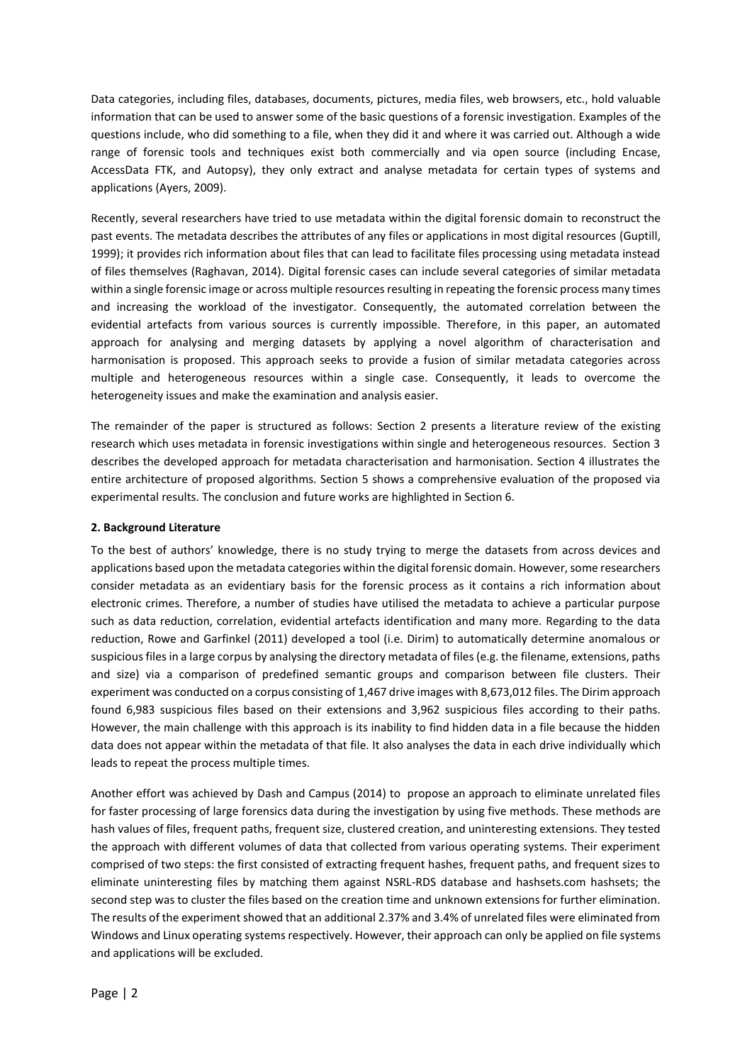Data categories, including files, databases, documents, pictures, media files, web browsers, etc., hold valuable information that can be used to answer some of the basic questions of a forensic investigation. Examples of the questions include, who did something to a file, when they did it and where it was carried out. Although a wide range of forensic tools and techniques exist both commercially and via open source (including Encase, AccessData FTK, and Autopsy), they only extract and analyse metadata for certain types of systems and applications (Ayers, 2009).

Recently, several researchers have tried to use metadata within the digital forensic domain to reconstruct the past events. The metadata describes the attributes of any files or applications in most digital resources (Guptill, 1999); it provides rich information about files that can lead to facilitate files processing using metadata instead of files themselves (Raghavan, 2014). Digital forensic cases can include several categories of similar metadata within a single forensic image or across multiple resources resulting in repeating the forensic process many times and increasing the workload of the investigator. Consequently, the automated correlation between the evidential artefacts from various sources is currently impossible. Therefore, in this paper, an automated approach for analysing and merging datasets by applying a novel algorithm of characterisation and harmonisation is proposed. This approach seeks to provide a fusion of similar metadata categories across multiple and heterogeneous resources within a single case. Consequently, it leads to overcome the heterogeneity issues and make the examination and analysis easier.

The remainder of the paper is structured as follows: Section 2 presents a literature review of the existing research which uses metadata in forensic investigations within single and heterogeneous resources. Section 3 describes the developed approach for metadata characterisation and harmonisation. Section 4 illustrates the entire architecture of proposed algorithms. Section 5 shows a comprehensive evaluation of the proposed via experimental results. The conclusion and future works are highlighted in Section 6.

## 2. Background Literature

To the best of authors' knowledge, there is no study trying to merge the datasets from across devices and applications based upon the metadata categories within the digital forensic domain. However, some researchers consider metadata as an evidentiary basis for the forensic process as it contains a rich information about electronic crimes. Therefore, a number of studies have utilised the metadata to achieve a particular purpose such as data reduction, correlation, evidential artefacts identification and many more. Regarding to the data reduction, Rowe and Garfinkel (2011) developed a tool (i.e. Dirim) to automatically determine anomalous or suspicious files in a large corpus by analysing the directory metadata of files (e.g. the filename, extensions, paths and size) via a comparison of predefined semantic groups and comparison between file clusters. Their experiment was conducted on a corpus consisting of 1,467 drive images with 8,673,012 files. The Dirim approach found 6,983 suspicious files based on their extensions and 3,962 suspicious files according to their paths. However, the main challenge with this approach is its inability to find hidden data in a file because the hidden data does not appear within the metadata of that file. It also analyses the data in each drive individually which leads to repeat the process multiple times.

Another effort was achieved by Dash and Campus (2014) to propose an approach to eliminate unrelated files for faster processing of large forensics data during the investigation by using five methods. These methods are hash values of files, frequent paths, frequent size, clustered creation, and uninteresting extensions. They tested the approach with different volumes of data that collected from various operating systems. Their experiment comprised of two steps: the first consisted of extracting frequent hashes, frequent paths, and frequent sizes to eliminate uninteresting files by matching them against NSRL-RDS database and hashsets.com hashsets; the second step was to cluster the files based on the creation time and unknown extensions for further elimination. The results of the experiment showed that an additional 2.37% and 3.4% of unrelated files were eliminated from Windows and Linux operating systems respectively. However, their approach can only be applied on file systems and applications will be excluded.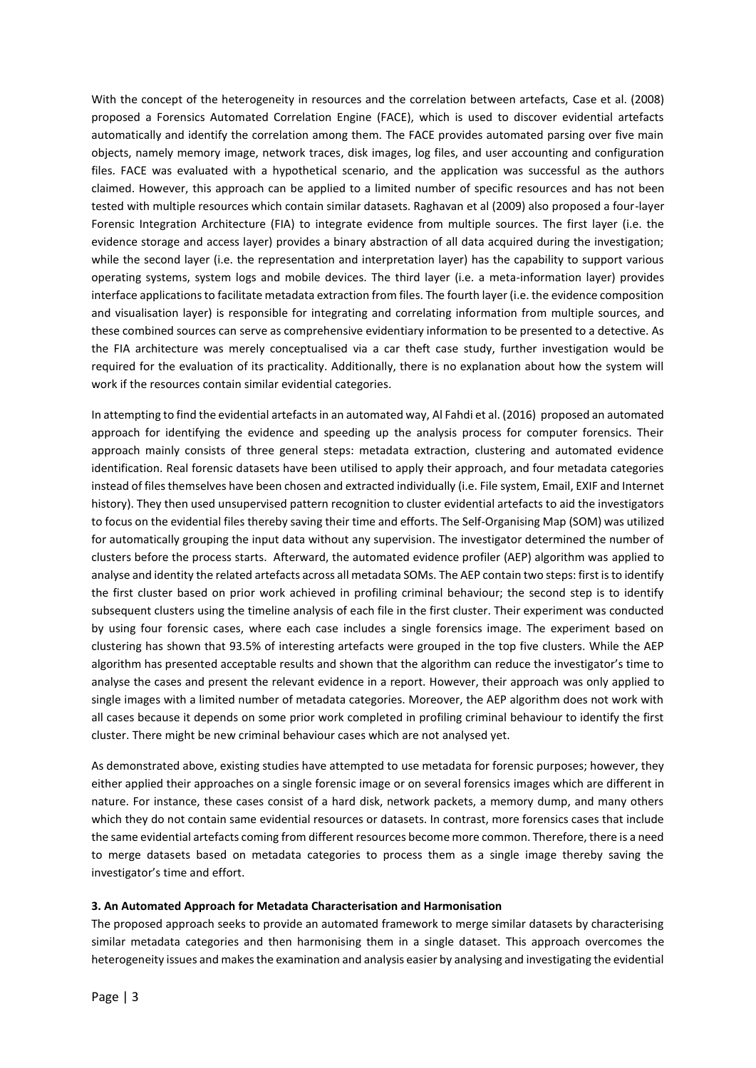With the concept of the heterogeneity in resources and the correlation between artefacts, Case et al. (2008) proposed a Forensics Automated Correlation Engine (FACE), which is used to discover evidential artefacts automatically and identify the correlation among them. The FACE provides automated parsing over five main objects, namely memory image, network traces, disk images, log files, and user accounting and configuration files. FACE was evaluated with a hypothetical scenario, and the application was successful as the authors claimed. However, this approach can be applied to a limited number of specific resources and has not been tested with multiple resources which contain similar datasets. Raghavan et al (2009) also proposed a four-layer Forensic Integration Architecture (FIA) to integrate evidence from multiple sources. The first layer (i.e. the evidence storage and access layer) provides a binary abstraction of all data acquired during the investigation; while the second layer (i.e. the representation and interpretation layer) has the capability to support various operating systems, system logs and mobile devices. The third layer (i.e. a meta-information layer) provides interface applications to facilitate metadata extraction from files. The fourth layer (i.e. the evidence composition and visualisation layer) is responsible for integrating and correlating information from multiple sources, and these combined sources can serve as comprehensive evidentiary information to be presented to a detective. As the FIA architecture was merely conceptualised via a car theft case study, further investigation would be required for the evaluation of its practicality. Additionally, there is no explanation about how the system will work if the resources contain similar evidential categories.

In attempting to find the evidential artefacts in an automated way, Al Fahdi et al. (2016) proposed an automated approach for identifying the evidence and speeding up the analysis process for computer forensics. Their approach mainly consists of three general steps: metadata extraction, clustering and automated evidence identification. Real forensic datasets have been utilised to apply their approach, and four metadata categories instead of files themselves have been chosen and extracted individually (i.e. File system, Email, EXIF and Internet history). They then used unsupervised pattern recognition to cluster evidential artefacts to aid the investigators to focus on the evidential files thereby saving their time and efforts. The Self-Organising Map (SOM) was utilized for automatically grouping the input data without any supervision. The investigator determined the number of clusters before the process starts. Afterward, the automated evidence profiler (AEP) algorithm was applied to analyse and identity the related artefacts across all metadata SOMs. The AEP contain two steps: first is to identify the first cluster based on prior work achieved in profiling criminal behaviour; the second step is to identify subsequent clusters using the timeline analysis of each file in the first cluster. Their experiment was conducted by using four forensic cases, where each case includes a single forensics image. The experiment based on clustering has shown that 93.5% of interesting artefacts were grouped in the top five clusters. While the AEP algorithm has presented acceptable results and shown that the algorithm can reduce the investigator's time to analyse the cases and present the relevant evidence in a report. However, their approach was only applied to single images with a limited number of metadata categories. Moreover, the AEP algorithm does not work with all cases because it depends on some prior work completed in profiling criminal behaviour to identify the first cluster. There might be new criminal behaviour cases which are not analysed yet.

As demonstrated above, existing studies have attempted to use metadata for forensic purposes; however, they either applied their approaches on a single forensic image or on several forensics images which are different in nature. For instance, these cases consist of a hard disk, network packets, a memory dump, and many others which they do not contain same evidential resources or datasets. In contrast, more forensics cases that include the same evidential artefacts coming from different resources become more common. Therefore, there is a need to merge datasets based on metadata categories to process them as a single image thereby saving the investigator's time and effort.

## 3. An Automated Approach for Metadata Characterisation and Harmonisation

The proposed approach seeks to provide an automated framework to merge similar datasets by characterising similar metadata categories and then harmonising them in a single dataset. This approach overcomes the heterogeneity issues and makes the examination and analysis easier by analysing and investigating the evidential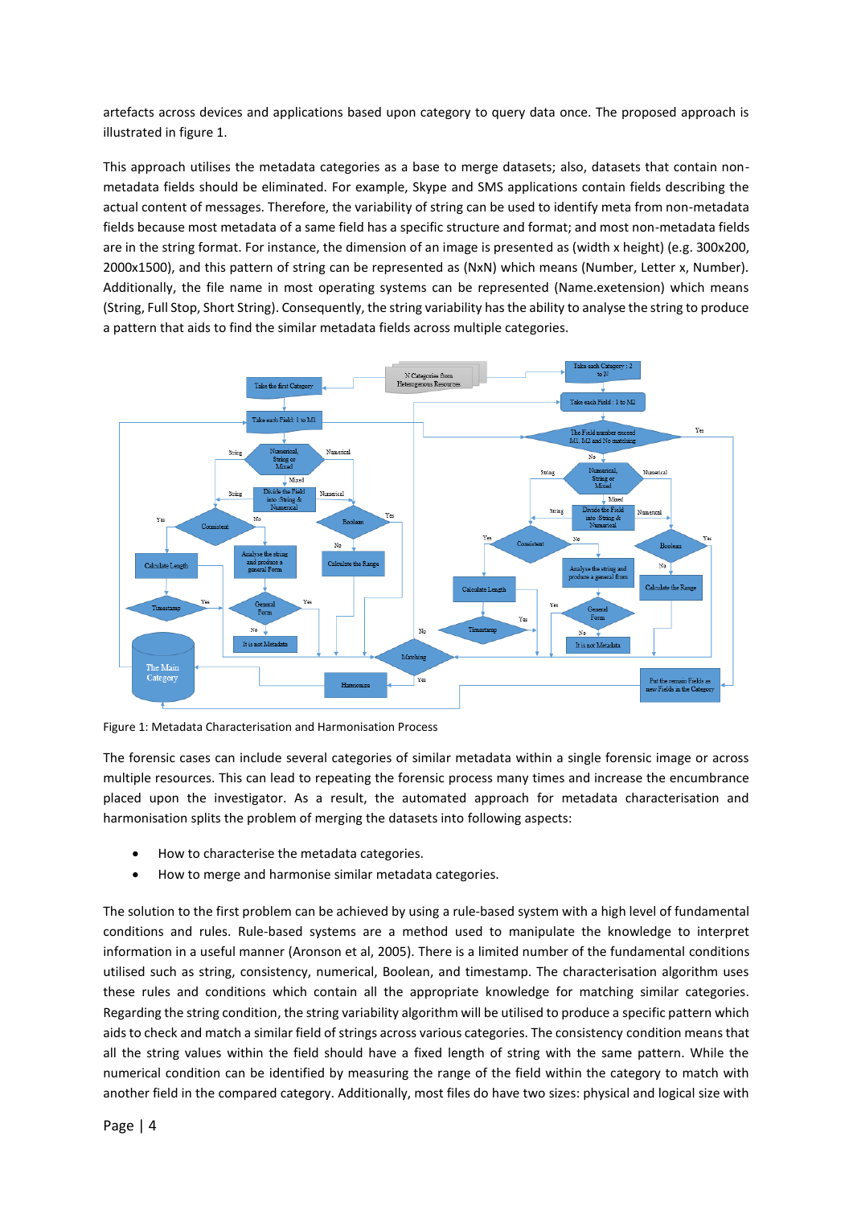artefacts across devices and applications based upon category to query data once. The proposed approach is illustrated in figure 1.

This approach utilises the metadata categories as a base to merge datasets; also, datasets that contain non-metadata fields should be eliminated. For example, Skype and SMS applications contain fields describing the actual content of messages. Therefore, the variability of string can be used to identify meta from non-metadata fields because most metadata of a same field has a specific structure and format; and most non-metadata fields are in the string format. For instance, the dimension of an image is presented as (width x height) (e.g. 300x200, 2000x1500), and this pattern of string can be represented as (NxN) which means (Number, Letter x, Number). Additionally, the file name in most operating systems can be represented (Name.exetension) which means (String, Full Stop, Short String). Consequently, the string variability has the ability to analyse the string to produce a pattern that aids to find the similar metadata fields across multiple categories.

Figure 1: Metadata Characterisation and Harmonisation Process

The forensic cases can include several categories of similar metadata within a single forensic image or across multiple resources. This can lead to repeating the forensic process many times and increase the encumbrance placed upon the investigator. As a result, the automated approach for metadata characterisation and harmonisation splits the problem of merging the datasets into following aspects:

- How to characterise the metadata categories.
- How to merge and harmonise similar metadata categories.

The solution to the first problem can be achieved by using a rule-based system with a high level of fundamental conditions and rules. Rule-based systems are a method used to manipulate the knowledge to interpret information in a useful manner (Aronson et al, 2005). There is a limited number of the fundamental conditions utilised such as string, consistency, numerical, Boolean, and timestamp. The characterisation algorithm uses these rules and conditions which contain all the appropriate knowledge for matching similar categories. Regarding the string condition, the string variability algorithm will be utilised to produce a specific pattern which aids to check and match a similar field of strings across various categories. The consistency condition means that all the string values within the field should have a fixed length of string with the same pattern. While the numerical condition can be identified by measuring the range of the field within the category to match with another field in the compared category. Additionally, most files do have two sizes: physical and logical size with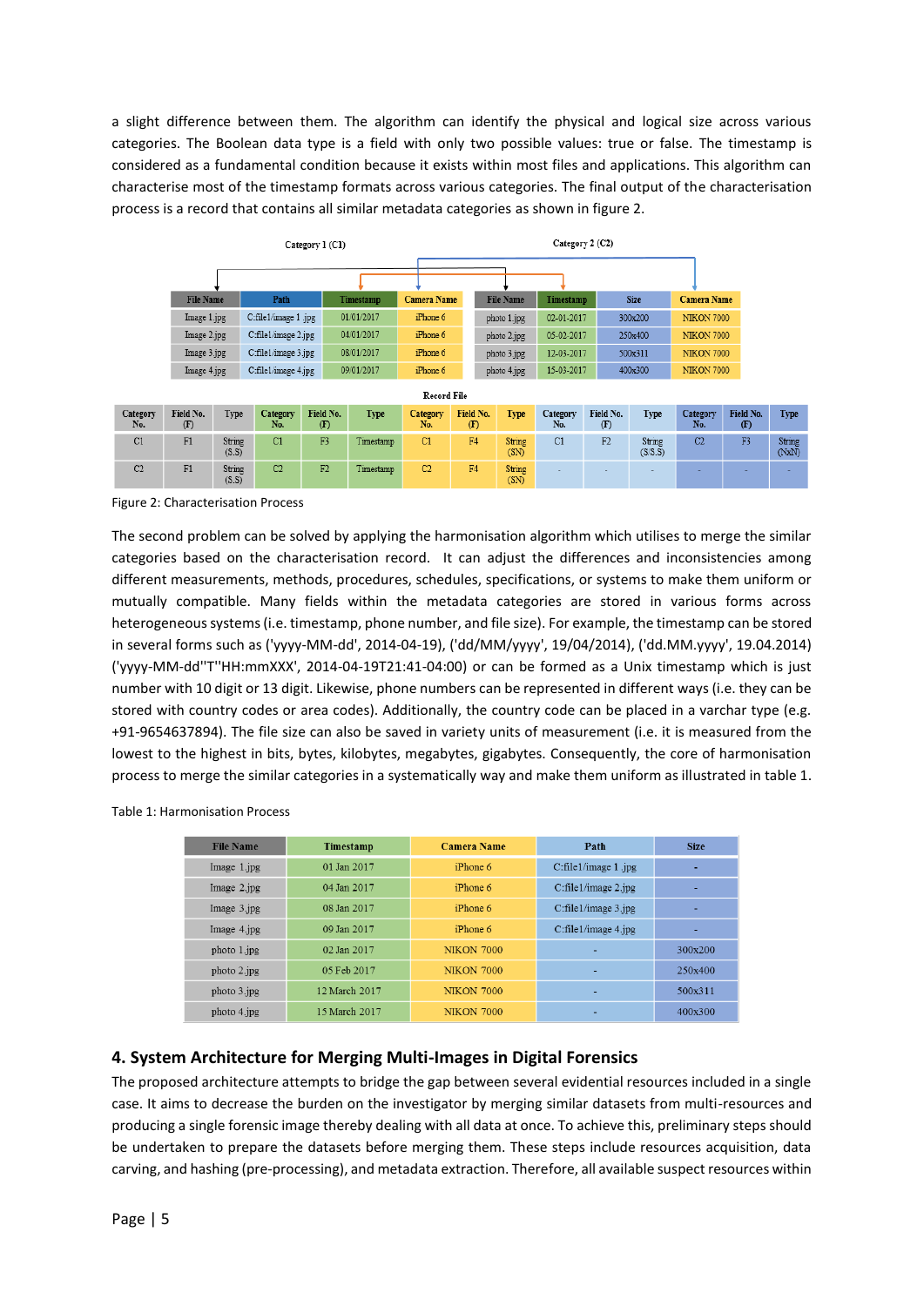a slight difference between them. The algorithm can identify the physical and logical size across various categories. The Boolean data type is a field with only two possible values: true or false. The timestamp is considered as a fundamental condition because it exists within most files and applications. This algorithm can characterise most of the timestamp formats across various categories. The final output of the characterisation process is a record that contains all similar metadata categories as shown in figure 2.

Category 1 (C1)

| File Name | Path | Timestamp | Camera Name |
|---|---|---|---|
| Image 1.jpg | C:file1/image 1.jpg | 01/01/2017 | iPhone 6 |
| Image 2.jpg | C:file1/image 2.jpg | 04/01/2017 | iPhone 6 |
| Image 3.jpg | C:file1/image 3.jpg | 08/01/2017 | iPhone 6 |
| Image 4.jpg | C:file1/image 4.jpg | 09/01/2017 | iPhone 6 |

Category 2 (C2)

| File Name | Timestamp | Size | Camera Name |
|---|---|---|---|
| photo 1.jpg | 02-01-2017 | 300x200 | NIKON 7000 |
| photo 2.jpg | 05-02-2017 | 250x400 | NIKON 7000 |
| photo 3.jpg | 12-03-2017 | 500x311 | NIKON 7000 |
| photo 4.jpg | 15-03-2017 | 400x300 | NIKON 7000 |

Record File

| Category No. | Field No. (F) | Type | Category No. | Field No. (F) | Type | Category No. | Field No. (F) | Type | Category No. | Field No. (F) | Type | Category No. | Field No. (F) | Type |
|---|---|---|---|---|---|---|---|---|---|---|---|---|---|---|
| C1 | F1 | String (S.S) | C1 | F3 | Timestamp | C1 | F4 | String (SN) | C1 | F2 | String (S/S.S) | C2 | F3 | String (NxN) |
| C2 | F1 | String (S.S) | C2 | F2 | Timestamp | C2 | F4 | String (SN) | - | - | - | - | - | - |

Figure 2: Characterisation Process

The second problem can be solved by applying the harmonisation algorithm which utilises to merge the similar categories based on the characterisation record. It can adjust the differences and inconsistencies among different measurements, methods, procedures, schedules, specifications, or systems to make them uniform or mutually compatible. Many fields within the metadata categories are stored in various forms across heterogeneous systems (i.e. timestamp, phone number, and file size). For example, the timestamp can be stored in several forms such as ('yyyy-MM-dd', 2014-04-19), ('dd/MM/yyyy', 19/04/2014), ('dd.MM.yyyy', 19.04.2014) ('yyyy-MM-dd''T''HH:mmXXX', 2014-04-19T21:41-04:00) or can be formed as a Unix timestamp which is just number with 10 digit or 13 digit. Likewise, phone numbers can be represented in different ways (i.e. they can be stored with country codes or area codes). Additionally, the country code can be placed in a varchar type (e.g. +91-9654637894). The file size can also be saved in variety units of measurement (i.e. it is measured from the lowest to the highest in bits, bytes, kilobytes, megabytes, gigabytes. Consequently, the core of harmonisation process to merge the similar categories in a systematically way and make them uniform as illustrated in table 1.

Table 1: Harmonisation Process

| File Name | Timestamp | Camera Name | Path | Size |
|---|---|---|---|---|
| Image 1.jpg | 01 Jan 2017 | iPhone 6 | C:file1/image 1.jpg | - |
| Image 2.jpg | 04 Jan 2017 | iPhone 6 | C:file1/image 2.jpg | - |
| Image 3.jpg | 08 Jan 2017 | iPhone 6 | C:file1/image 3.jpg | - |
| Image 4.jpg | 09 Jan 2017 | iPhone 6 | C:file1/image 4.jpg | - |
| photo 1.jpg | 02 Jan 2017 | NIKON 7000 | - | 300x200 |
| photo 2.jpg | 05 Feb 2017 | NIKON 7000 | - | 250x400 |
| photo 3.jpg | 12 March 2017 | NIKON 7000 | - | 500x311 |
| photo 4.jpg | 15 March 2017 | NIKON 7000 | - | 400x300 |

## 4. System Architecture for Merging Multi-Images in Digital Forensics

The proposed architecture attempts to bridge the gap between several evidential resources included in a single case. It aims to decrease the burden on the investigator by merging similar datasets from multi-resources and producing a single forensic image thereby dealing with all data at once. To achieve this, preliminary steps should be undertaken to prepare the datasets before merging them. These steps include resources acquisition, data carving, and hashing (pre-processing), and metadata extraction. Therefore, all available suspect resources within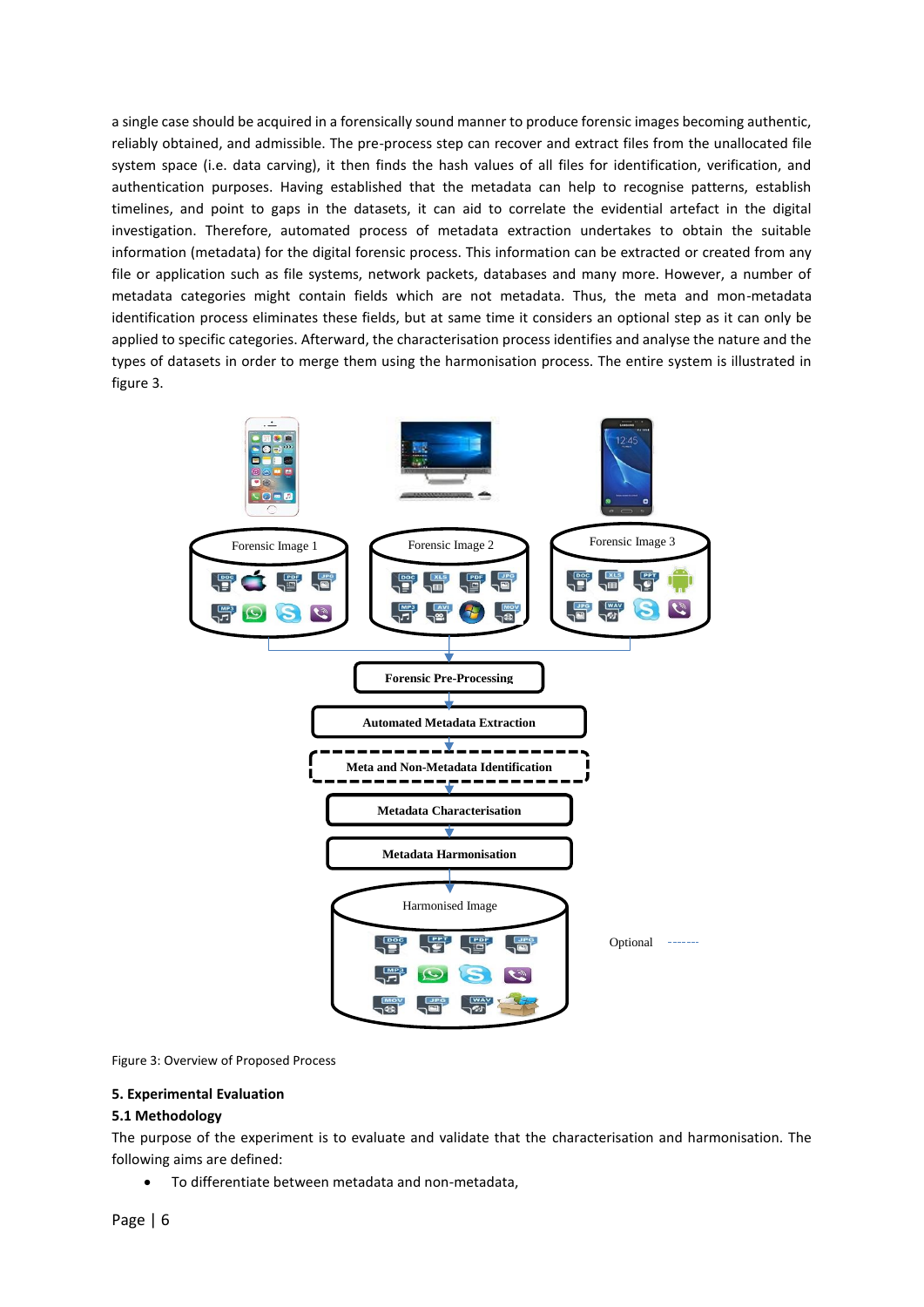a single case should be acquired in a forensically sound manner to produce forensic images becoming authentic, reliably obtained, and admissible. The pre-process step can recover and extract files from the unallocated file system space (i.e. data carving), it then finds the hash values of all files for identification, verification, and authentication purposes. Having established that the metadata can help to recognise patterns, establish timelines, and point to gaps in the datasets, it can aid to correlate the evidential artefact in the digital investigation. Therefore, automated process of metadata extraction undertakes to obtain the suitable information (metadata) for the digital forensic process. This information can be extracted or created from any file or application such as file systems, network packets, databases and many more. However, a number of metadata categories might contain fields which are not metadata. Thus, the meta and mon-metadata identification process eliminates these fields, but at same time it considers an optional step as it can only be applied to specific categories. Afterward, the characterisation process identifies and analyse the nature and the types of datasets in order to merge them using the harmonisation process. The entire system is illustrated in figure 3.

Forensic Image 1 | Forensic Image 2 | Forensic Image 3

Forensic Pre-Processing

Automated Metadata Extraction

Meta and Non-Metadata Identification

Metadata Characterisation

Metadata Harmonisation

Harmonised Image

Optional -------

Figure 3: Overview of Proposed Process

## 5. Experimental Evaluation

### 5.1 Methodology

The purpose of the experiment is to evaluate and validate that the characterisation and harmonisation. The following aims are defined:

- To differentiate between metadata and non-metadata,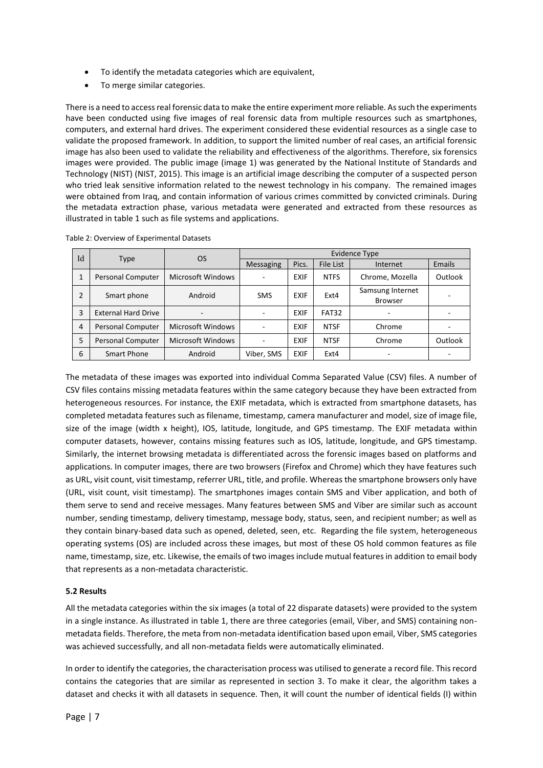- To identify the metadata categories which are equivalent,
- To merge similar categories.

There is a need to access real forensic data to make the entire experiment more reliable. As such the experiments have been conducted using five images of real forensic data from multiple resources such as smartphones, computers, and external hard drives. The experiment considered these evidential resources as a single case to validate the proposed framework. In addition, to support the limited number of real cases, an artificial forensic image has also been used to validate the reliability and effectiveness of the algorithms. Therefore, six forensics images were provided. The public image (image 1) was generated by the National Institute of Standards and Technology (NIST) (NIST, 2015). This image is an artificial image describing the computer of a suspected person who tried leak sensitive information related to the newest technology in his company. The remained images were obtained from Iraq, and contain information of various crimes committed by convicted criminals. During the metadata extraction phase, various metadata were generated and extracted from these resources as illustrated in table 1 such as file systems and applications.

Table 2: Overview of Experimental Datasets

| Id | Type | OS | Evidence Type | | | | |
|---|---|---|---|---|---|---|---|
| | | | Messaging | Pics. | File List | Internet | Emails |
| 1 | Personal Computer | Microsoft Windows | - | EXIF | NTFS | Chrome, Mozella | Outlook |
| 2 | Smart phone | Android | SMS | EXIF | Ext4 | Samsung Internet Browser | - |
| 3 | External Hard Drive | - | - | EXIF | FAT32 | - | - |
| 4 | Personal Computer | Microsoft Windows | - | EXIF | NTSF | Chrome | - |
| 5 | Personal Computer | Microsoft Windows | - | EXIF | NTSF | Chrome | Outlook |
| 6 | Smart Phone | Android | Viber, SMS | EXIF | Ext4 | - | - |

The metadata of these images was exported into individual Comma Separated Value (CSV) files. A number of CSV files contains missing metadata features within the same category because they have been extracted from heterogeneous resources. For instance, the EXIF metadata, which is extracted from smartphone datasets, has completed metadata features such as filename, timestamp, camera manufacturer and model, size of image file, size of the image (width x height), IOS, latitude, longitude, and GPS timestamp. The EXIF metadata within computer datasets, however, contains missing features such as IOS, latitude, longitude, and GPS timestamp. Similarly, the internet browsing metadata is differentiated across the forensic images based on platforms and applications. In computer images, there are two browsers (Firefox and Chrome) which they have features such as URL, visit count, visit timestamp, referrer URL, title, and profile. Whereas the smartphone browsers only have (URL, visit count, visit timestamp). The smartphones images contain SMS and Viber application, and both of them serve to send and receive messages. Many features between SMS and Viber are similar such as account number, sending timestamp, delivery timestamp, message body, status, seen, and recipient number; as well as they contain binary-based data such as opened, deleted, seen, etc. Regarding the file system, heterogeneous operating systems (OS) are included across these images, but most of these OS hold common features as file name, timestamp, size, etc. Likewise, the emails of two images include mutual features in addition to email body that represents as a non-metadata characteristic.

### 5.2 Results

All the metadata categories within the six images (a total of 22 disparate datasets) were provided to the system in a single instance. As illustrated in table 1, there are three categories (email, Viber, and SMS) containing non-metadata fields. Therefore, the meta from non-metadata identification based upon email, Viber, SMS categories was achieved successfully, and all non-metadata fields were automatically eliminated.

In order to identify the categories, the characterisation process was utilised to generate a record file. This record contains the categories that are similar as represented in section 3. To make it clear, the algorithm takes a dataset and checks it with all datasets in sequence. Then, it will count the number of identical fields (I) within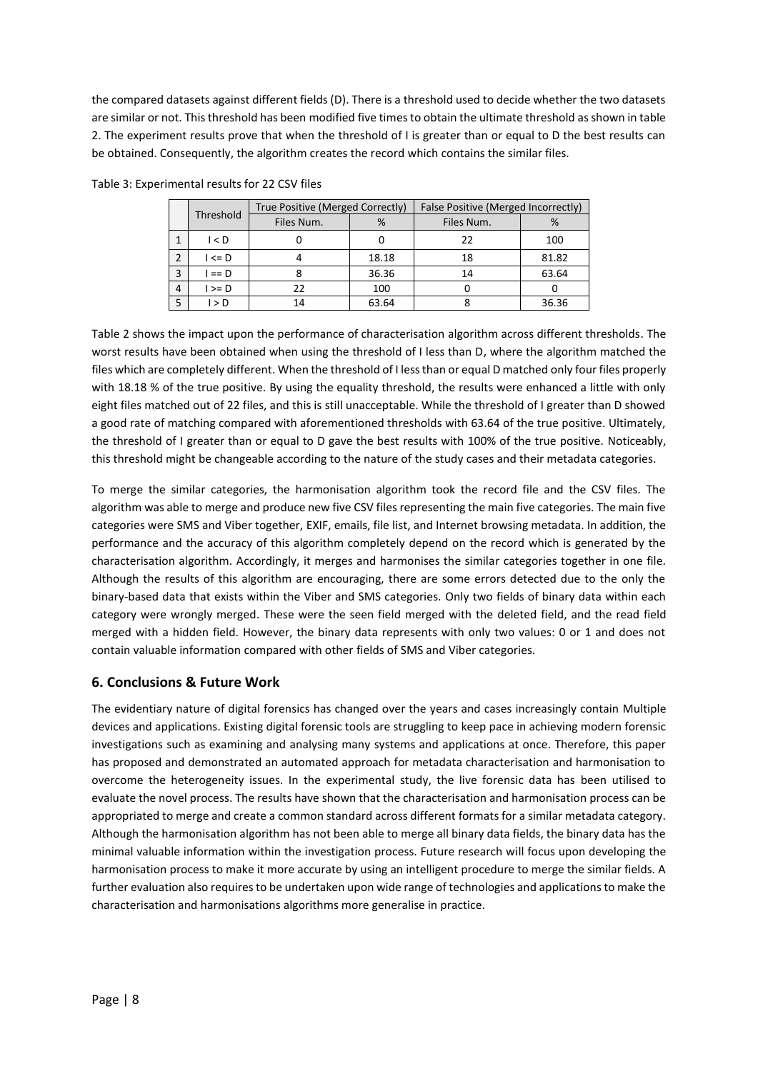the compared datasets against different fields (D). There is a threshold used to decide whether the two datasets are similar or not. This threshold has been modified five times to obtain the ultimate threshold as shown in table 2. The experiment results prove that when the threshold of I is greater than or equal to D the best results can be obtained. Consequently, the algorithm creates the record which contains the similar files.

Table 3: Experimental results for 22 CSV files

| | Threshold | True Positive (Merged Correctly) | | False Positive (Merged Incorrectly) | |
|---|---|---|---|---|---|
| | | Files Num. | % | Files Num. | % |
| 1 | I < D | 0 | 0 | 22 | 100 |
| 2 | I <= D | 4 | 18.18 | 18 | 81.82 |
| 3 | I == D | 8 | 36.36 | 14 | 63.64 |
| 4 | I >= D | 22 | 100 | 0 | 0 |
| 5 | I > D | 14 | 63.64 | 8 | 36.36 |

Table 2 shows the impact upon the performance of characterisation algorithm across different thresholds. The worst results have been obtained when using the threshold of I less than D, where the algorithm matched the files which are completely different. When the threshold of I less than or equal D matched only four files properly with 18.18 % of the true positive. By using the equality threshold, the results were enhanced a little with only eight files matched out of 22 files, and this is still unacceptable. While the threshold of I greater than D showed a good rate of matching compared with aforementioned thresholds with 63.64 of the true positive. Ultimately, the threshold of I greater than or equal to D gave the best results with 100% of the true positive. Noticeably, this threshold might be changeable according to the nature of the study cases and their metadata categories.

To merge the similar categories, the harmonisation algorithm took the record file and the CSV files. The algorithm was able to merge and produce new five CSV files representing the main five categories. The main five categories were SMS and Viber together, EXIF, emails, file list, and Internet browsing metadata. In addition, the performance and the accuracy of this algorithm completely depend on the record which is generated by the characterisation algorithm. Accordingly, it merges and harmonises the similar categories together in one file. Although the results of this algorithm are encouraging, there are some errors detected due to the only the binary-based data that exists within the Viber and SMS categories. Only two fields of binary data within each category were wrongly merged. These were the seen field merged with the deleted field, and the read field merged with a hidden field. However, the binary data represents with only two values: 0 or 1 and does not contain valuable information compared with other fields of SMS and Viber categories.

## 6. Conclusions & Future Work

The evidentiary nature of digital forensics has changed over the years and cases increasingly contain Multiple devices and applications. Existing digital forensic tools are struggling to keep pace in achieving modern forensic investigations such as examining and analysing many systems and applications at once. Therefore, this paper has proposed and demonstrated an automated approach for metadata characterisation and harmonisation to overcome the heterogeneity issues. In the experimental study, the live forensic data has been utilised to evaluate the novel process. The results have shown that the characterisation and harmonisation process can be appropriated to merge and create a common standard across different formats for a similar metadata category. Although the harmonisation algorithm has not been able to merge all binary data fields, the binary data has the minimal valuable information within the investigation process. Future research will focus upon developing the harmonisation process to make it more accurate by using an intelligent procedure to merge the similar fields. A further evaluation also requires to be undertaken upon wide range of technologies and applications to make the characterisation and harmonisations algorithms more generalise in practice.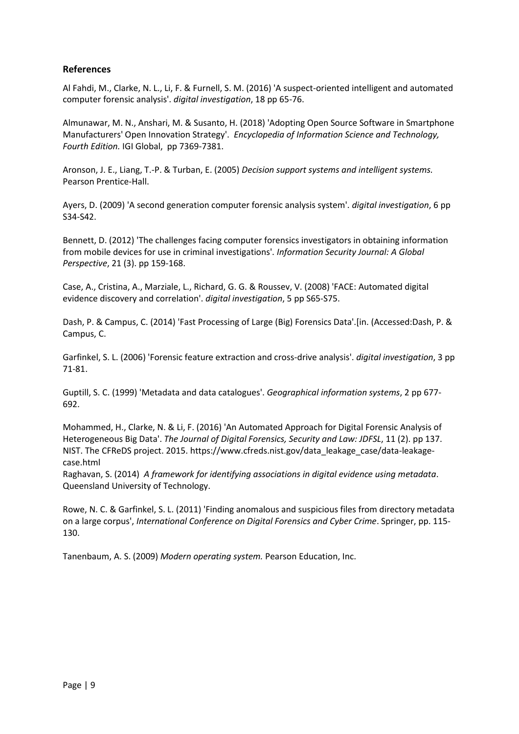## References

Al Fahdi, M., Clarke, N. L., Li, F. & Furnell, S. M. (2016) 'A suspect-oriented intelligent and automated computer forensic analysis'. *digital investigation*, 18 pp 65-76.

Almunawar, M. N., Anshari, M. & Susanto, H. (2018) 'Adopting Open Source Software in Smartphone Manufacturers' Open Innovation Strategy'. *Encyclopedia of Information Science and Technology, Fourth Edition.* IGI Global, pp 7369-7381.

Aronson, J. E., Liang, T.-P. & Turban, E. (2005) *Decision support systems and intelligent systems.* Pearson Prentice-Hall.

Ayers, D. (2009) 'A second generation computer forensic analysis system'. *digital investigation*, 6 pp S34-S42.

Bennett, D. (2012) 'The challenges facing computer forensics investigators in obtaining information from mobile devices for use in criminal investigations'. *Information Security Journal: A Global Perspective*, 21 (3). pp 159-168.

Case, A., Cristina, A., Marziale, L., Richard, G. G. & Roussev, V. (2008) 'FACE: Automated digital evidence discovery and correlation'. *digital investigation*, 5 pp S65-S75.

Dash, P. & Campus, C. (2014) 'Fast Processing of Large (Big) Forensics Data'.[in. (Accessed:Dash, P. & Campus, C.

Garfinkel, S. L. (2006) 'Forensic feature extraction and cross-drive analysis'. *digital investigation*, 3 pp 71-81.

Guptill, S. C. (1999) 'Metadata and data catalogues'. *Geographical information systems*, 2 pp 677-692.

Mohammed, H., Clarke, N. & Li, F. (2016) 'An Automated Approach for Digital Forensic Analysis of Heterogeneous Big Data'. *The Journal of Digital Forensics, Security and Law: JDFSL*, 11 (2). pp 137.
NIST. The CFReDS project. 2015. https://www.cfreds.nist.gov/data_leakage_case/data-leakage-case.html
Raghavan, S. (2014) *A framework for identifying associations in digital evidence using metadata*. Queensland University of Technology.

Rowe, N. C. & Garfinkel, S. L. (2011) 'Finding anomalous and suspicious files from directory metadata on a large corpus', *International Conference on Digital Forensics and Cyber Crime*. Springer, pp. 115-130.

Tanenbaum, A. S. (2009) *Modern operating system.* Pearson Education, Inc.